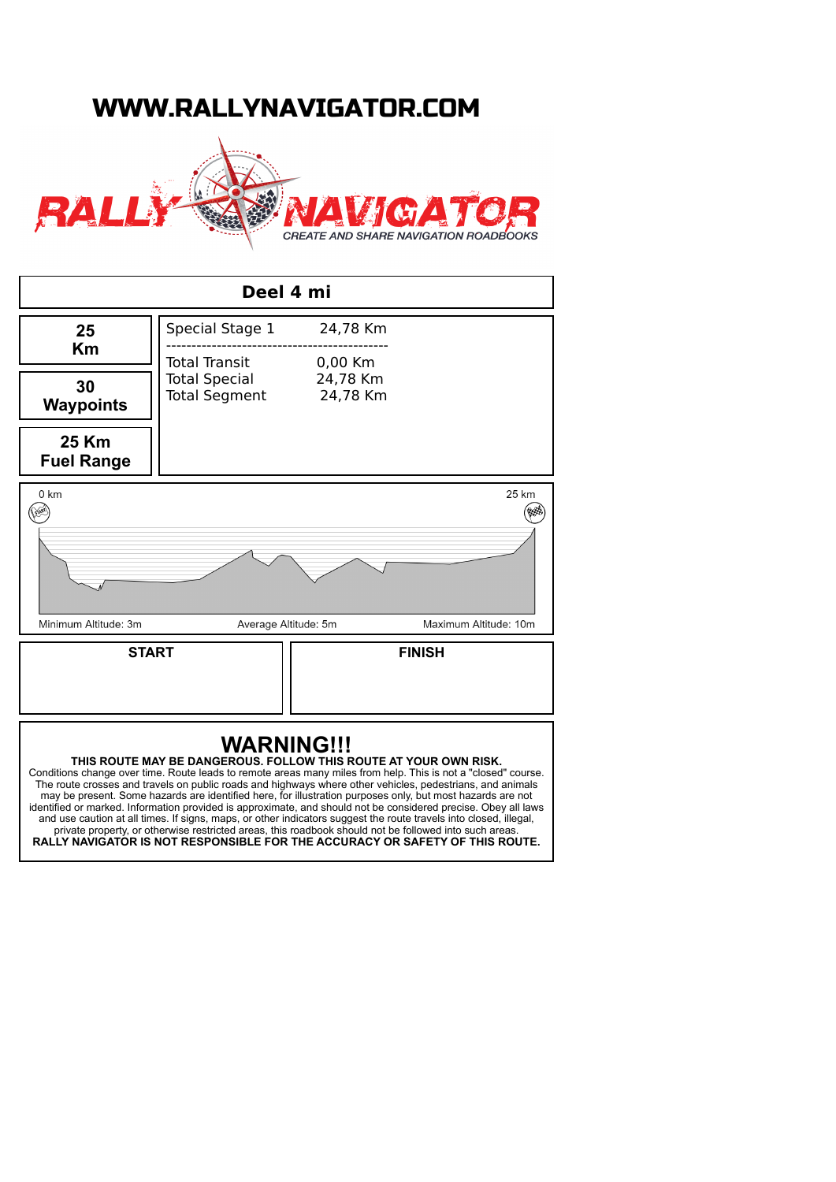# WWW.RALLYNAVIGATOR.COM

RALLY NAVIGATOR

*CREATE AND SHARE NAVIGATION ROADBOOKS*

## Deel 4 mi

| | | |
|---|---|---|
| **25 Km** | Special Stage 1 | 24,78 Km |
| **30 Waypoints** | Total Transit | 0,00 Km |
| **25 Km Fuel Range** | Total Special | 24,78 Km |
| | Total Segment | 24,78 Km |

0 km — 25 km

Minimum Altitude: 3m | Average Altitude: 5m | Maximum Altitude: 10m

| **START** | **FINISH** |
|---|---|
| | |

## WARNING!!!

**THIS ROUTE MAY BE DANGEROUS. FOLLOW THIS ROUTE AT YOUR OWN RISK.**
Conditions change over time. Route leads to remote areas many miles from help. This is not a "closed" course. The route crosses and travels on public roads and highways where other vehicles, pedestrians, and animals may be present. Some hazards are identified here, for illustration purposes only, but most hazards are not identified or marked. Information provided is approximate, and should not be considered precise. Obey all laws and use caution at all times. If signs, maps, or other indicators suggest the route travels into closed, illegal, private property, or otherwise restricted areas, this roadbook should not be followed into such areas.
**RALLY NAVIGATOR IS NOT RESPONSIBLE FOR THE ACCURACY OR SAFETY OF THIS ROUTE.**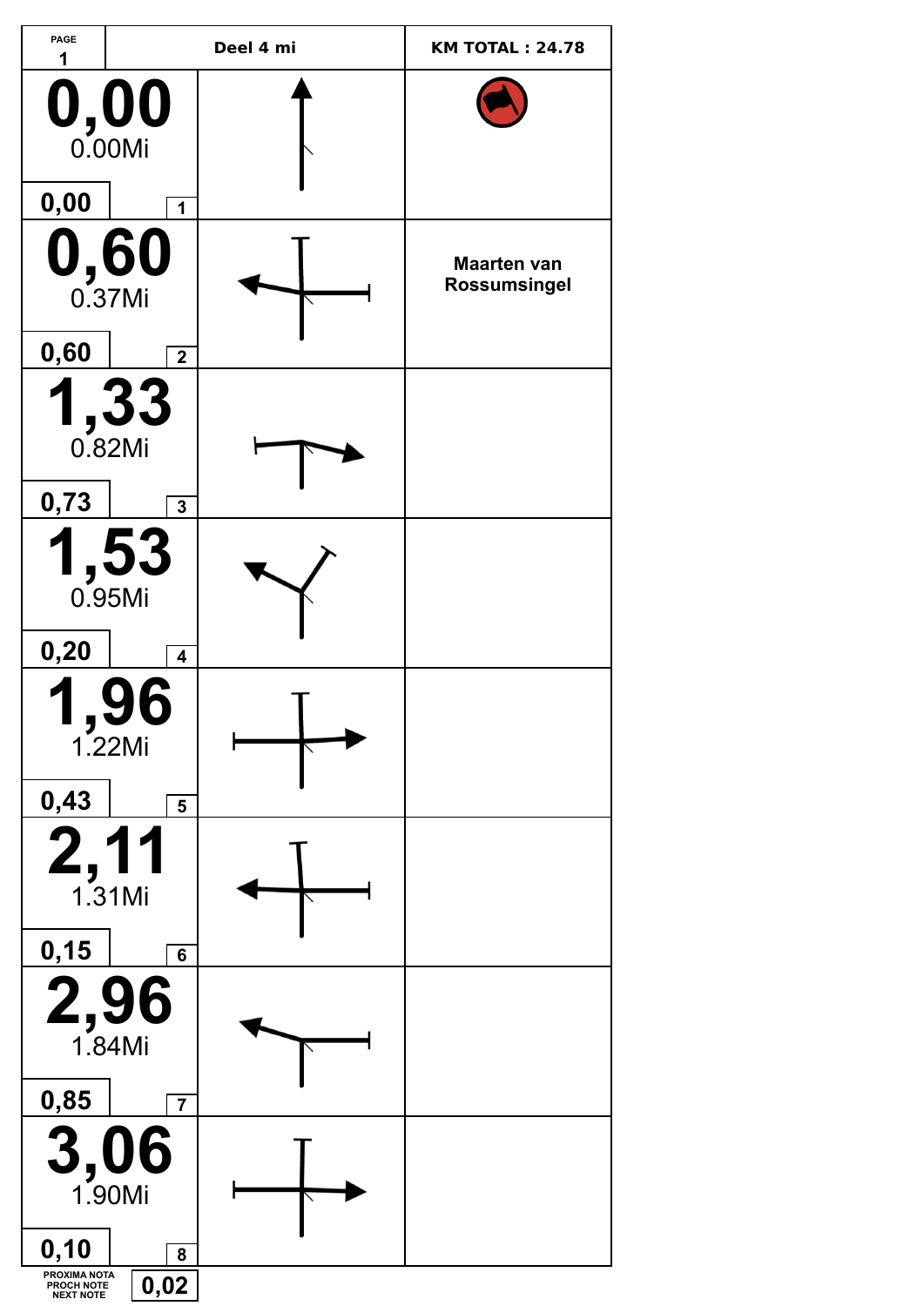| PAGE 1 | Deel 4 mi | KM TOTAL : 24.78 |
|---|---|---|
| **0,00** 0.00Mi — 0,00 — 1 | | |
| **0,60** 0.37Mi — 0,60 — 2 | | Maarten van Rossumsingel |
| **1,33** 0.82Mi — 0,73 — 3 | | |
| **1,53** 0.95Mi — 0,20 — 4 | | |
| **1,96** 1.22Mi — 0,43 — 5 | | |
| **2,11** 1.31Mi — 0,15 — 6 | | |
| **2,96** 1.84Mi — 0,85 — 7 | | |
| **3,06** 1.90Mi — 0,10 — 8 | | |

PROXIMA NOTA
PROCH NOTE
NEXT NOTE
0,02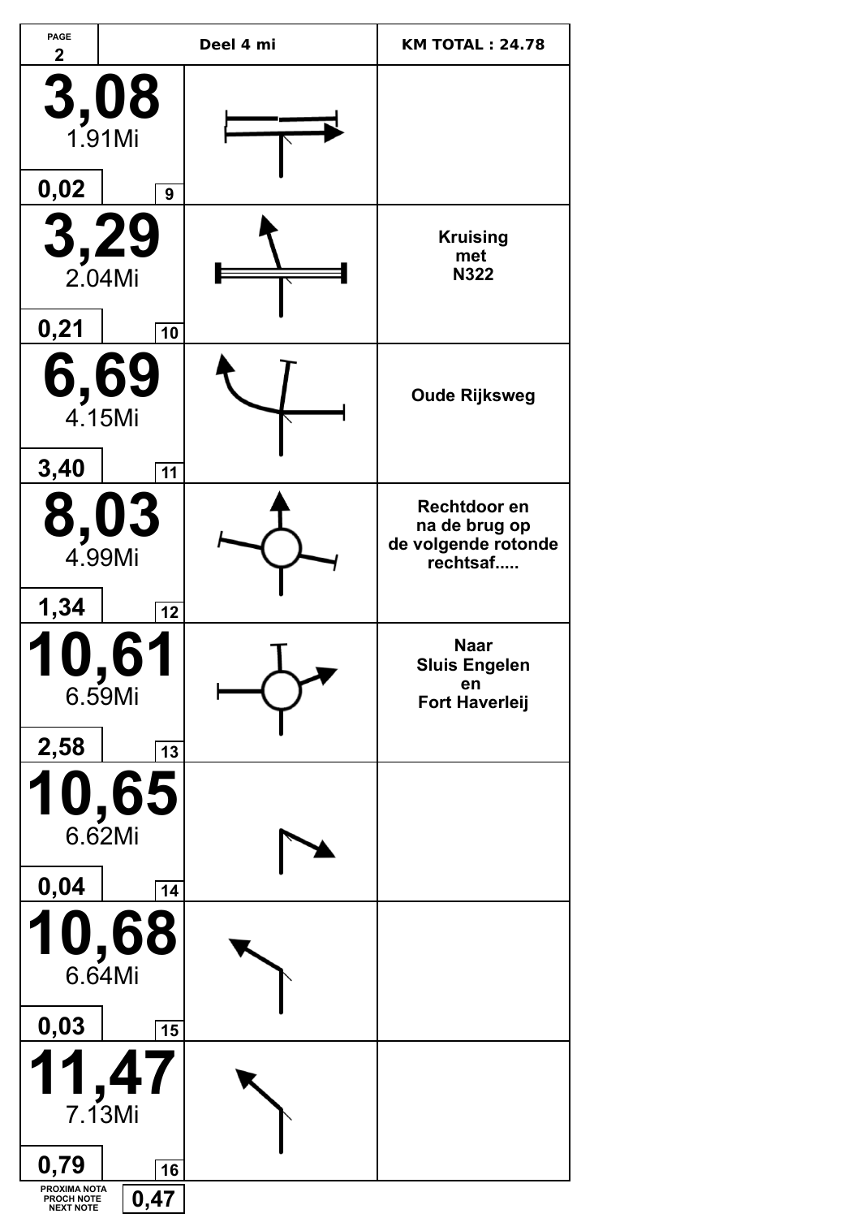| PAGE 2 | Deel 4 mi | KM TOTAL : 24.78 |
|---|---|---|
| **3,08** 1.91Mi — 0,02 — 9 | | |
| **3,29** 2.04Mi — 0,21 — 10 | | **Kruising met N322** |
| **6,69** 4.15Mi — 3,40 — 11 | | **Oude Rijksweg** |
| **8,03** 4.99Mi — 1,34 — 12 | | **Rechtdoor en na de brug op de volgende rotonde rechtsaf.....** |
| **10,61** 6.59Mi — 2,58 — 13 | | **Naar Sluis Engelen en Fort Haverleij** |
| **10,65** 6.62Mi — 0,04 — 14 | | |
| **10,68** 6.64Mi — 0,03 — 15 | | |
| **11,47** 7.13Mi — 0,79 — 16 | | |

PROXIMA NOTA
PROCH NOTE
NEXT NOTE **0,47**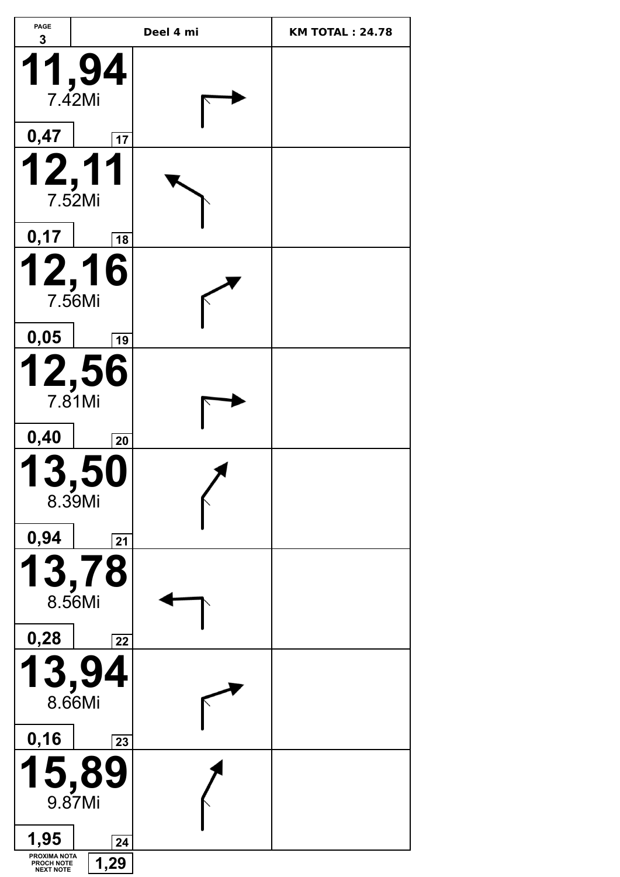| PAGE 3 | Deel 4 mi | KM TOTAL : 24.78 |
|---|---|---|
| **11,94** 7.42Mi 0,47 17 | | |
| **12,11** 7.52Mi 0,17 18 | | |
| **12,16** 7.56Mi 0,05 19 | | |
| **12,56** 7.81Mi 0,40 20 | | |
| **13,50** 8.39Mi 0,94 21 | | |
| **13,78** 8.56Mi 0,28 22 | | |
| **13,94** 8.66Mi 0,16 23 | | |
| **15,89** 9.87Mi 1,95 24 | | |

PROXIMA NOTA PROCH NOTE NEXT NOTE **1,29**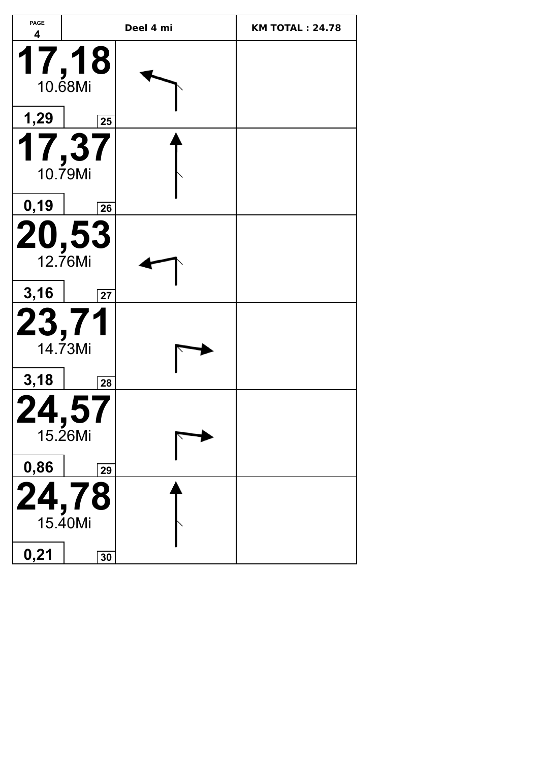| PAGE 4 | Deel 4 mi | KM TOTAL : 24.78 |
|---|---|---|
| **17,18** 10.68Mi 1,29 25 | | |
| **17,37** 10.79Mi 0,19 26 | | |
| **20,53** 12.76Mi 3,16 27 | | |
| **23,71** 14.73Mi 3,18 28 | | |
| **24,57** 15.26Mi 0,86 29 | | |
| **24,78** 15.40Mi 0,21 30 | | |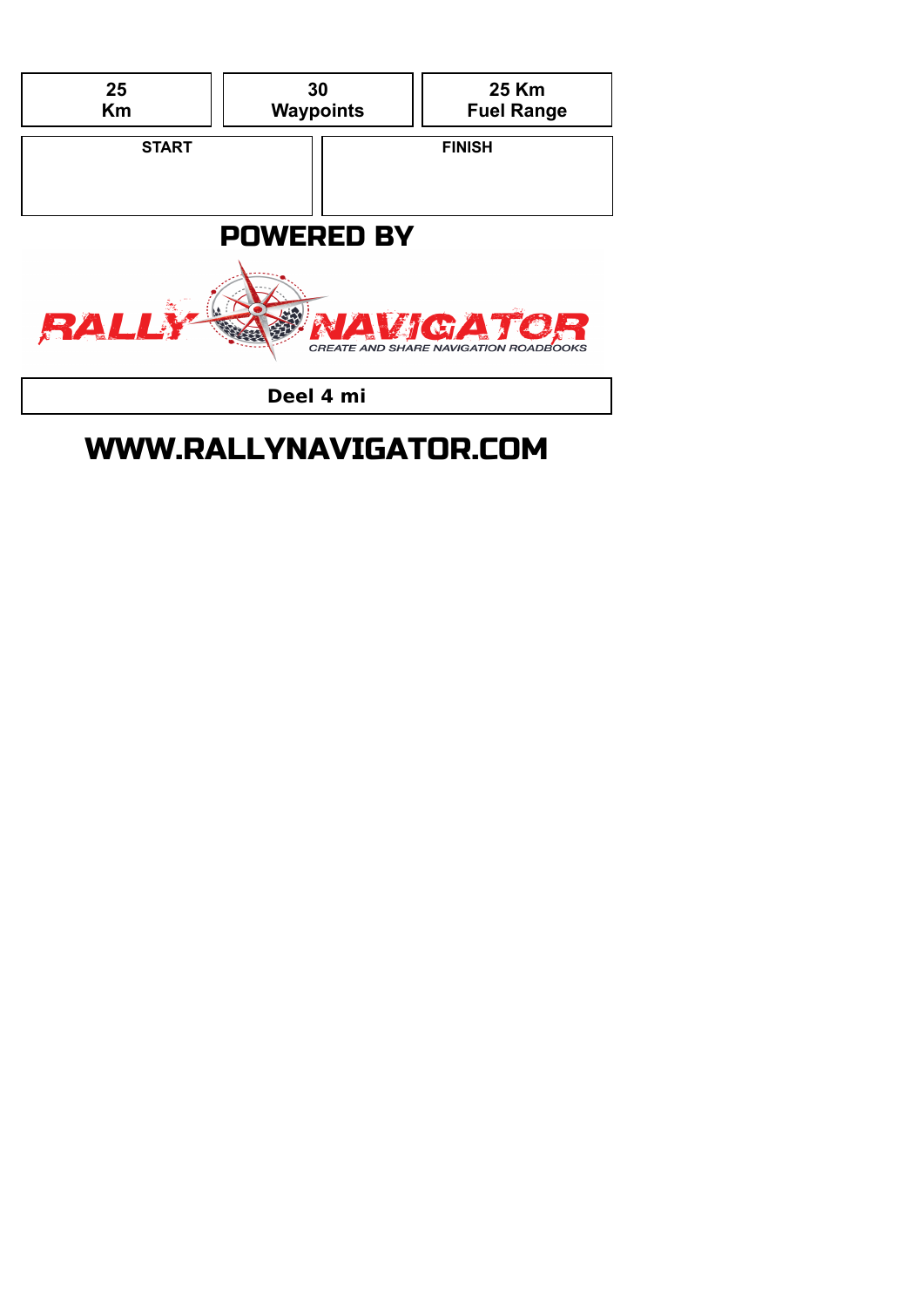| | | |
|---|---|---|
| 25<br>Km | 30<br>Waypoints | 25 Km<br>Fuel Range |

| START | FINISH |
|---|---|
| | |

**POWERED BY**

RALLY NAVIGATOR

CREATE AND SHARE NAVIGATION ROADBOOKS

**Deel 4 mi**

**WWW.RALLYNAVIGATOR.COM**